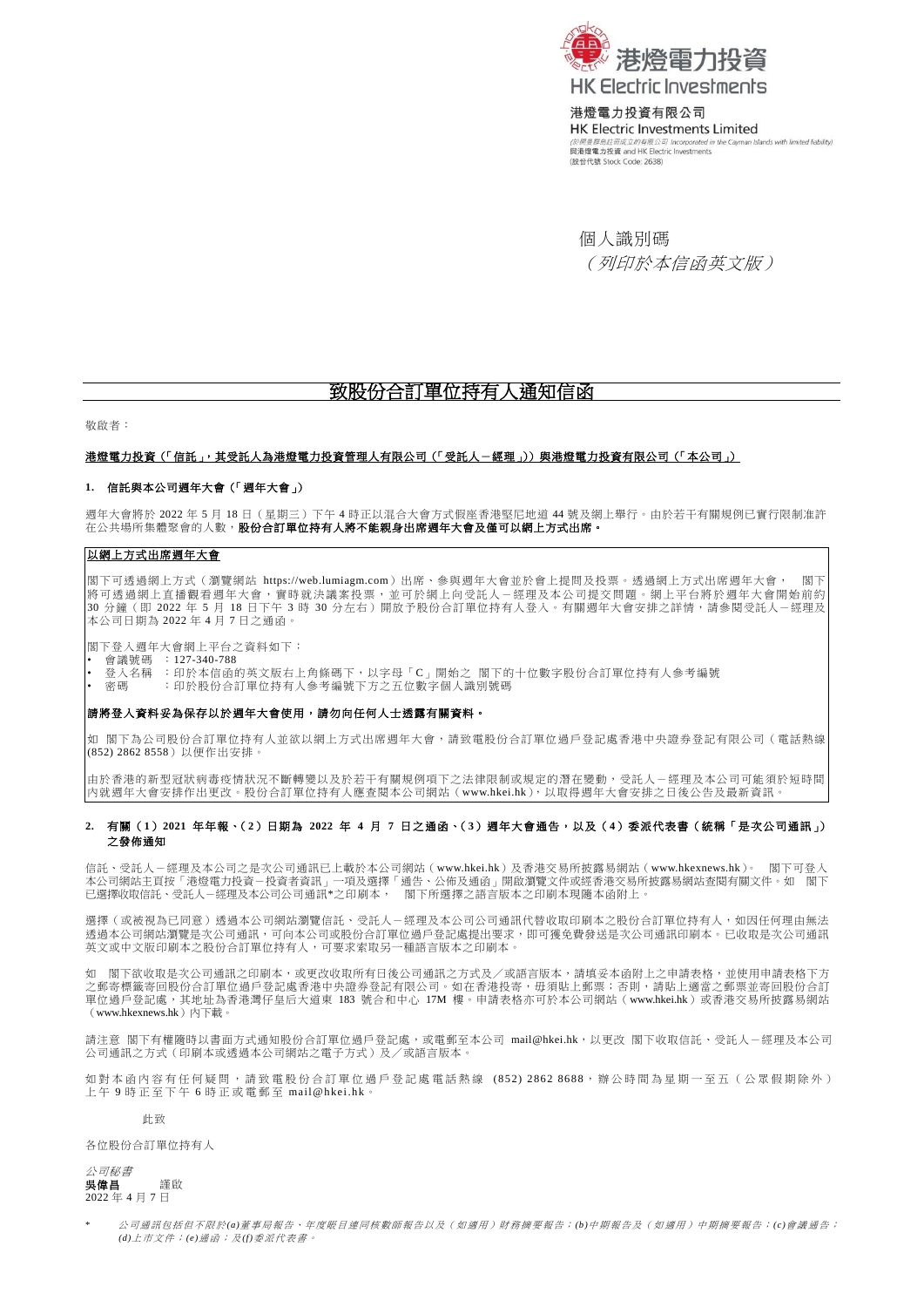港燈電力投資
HK Electric Investments

港燈電力投資有限公司
HK Electric Investments Limited
(於開曼群島註冊成立的有限公司 Incorporated in the Cayman Islands with limited liability)
與港燈電力投資 and HK Electric Investments
(股份代號 Stock Code: 2638)

個人識別碼
*（列印於本信函英文版）*

# 致股份合訂單位持有人通知信函

敬啟者：

**港燈電力投資（「信託」，其受託人為港燈電力投資管理人有限公司（「受託人－經理」））與港燈電力投資有限公司（「本公司」）**

### 1. 信託與本公司週年大會（「週年大會」）

週年大會將於 2022 年 5 月 18 日（星期三）下午 4 時正以混合大會方式假座香港堅尼地道 44 號及網上舉行。由於若干有關規例已實行限制准許在公共場所集體聚會的人數，**股份合訂單位持有人將不能親身出席週年大會及僅可以網上方式出席。**

**以網上方式出席週年大會**

閣下可透過網上方式（瀏覽網站 https://web.lumiagm.com）出席、參與週年大會並於會上提問及投票。透過網上方式出席週年大會， 閣下將可透過網上直播觀看週年大會，實時就決議案投票，並可於網上向受託人－經理及本公司提交問題。網上平台將於週年大會開始前約 30 分鐘（即 2022 年 5 月 18 日下午 3 時 30 分左右）開放予股份合訂單位持有人登入。有關週年大會安排之詳情，請參閱受託人－經理及本公司日期為 2022 年 4 月 7 日之通函。

閣下登入週年大會網上平台之資料如下：

- 會議號碼 ：127-340-788
- 登入名稱 ：印於本信函的英文版右上角條碼下，以字母「C」開始之 閣下的十位數字股份合訂單位持有人參考編號
- 密碼 ：印於股份合訂單位持有人參考編號下方之五位數字個人識別號碼

**請將登入資料妥為保存以於週年大會使用，請勿向任何人士透露有關資料。**

如 閣下為公司股份合訂單位持有人並欲以網上方式出席週年大會，請致電股份合訂單位過戶登記處香港中央證券登記有限公司（電話熱線 (852) 2862 8558）以便作出安排。

由於香港的新型冠狀病毒疫情狀況不斷轉變以及於若干有關規例項下之法律限制或規定的潛在變動，受託人－經理及本公司可能須於短時間內就週年大會安排作出更改。股份合訂單位持有人應查閱本公司網站（www.hkei.hk），以取得週年大會安排之日後公告及最新資訊。

### 2. 有關（1）2021 年年報、（2）日期為 2022 年 4 月 7 日之通函、（3）週年大會通告，以及（4）委派代表書（統稱「是次公司通訊」）之發佈通知

信託、受託人－經理及本公司之是次公司通訊已上載於本公司網站（www.hkei.hk）及香港交易所披露易網站（www.hkexnews.hk）。 閣下可登入本公司網站主頁按「港燈電力投資－投資者資訊」一項及選擇「通告、公佈及通函」開啟瀏覽文件或經香港交易所披露易網站查閱有關文件。如 閣下已選擇收取信託、受託人－經理及本公司公司通訊*之印刷本， 閣下所選擇之語言版本之印刷本現隨本函附上。

選擇（或被視為已同意）透過本公司網站瀏覽信託、受託人－經理及本公司公司通訊代替收取印刷本之股份合訂單位持有人，如因任何理由無法透過本公司網站瀏覽是次公司通訊，可向本公司或股份合訂單位過戶登記處提出要求，即可獲免費發送是次公司通訊印刷本。已收取是次公司通訊英文或中文版印刷本之股份合訂單位持有人，可要求索取另一種語言版本之印刷本。

如 閣下欲收取是次公司通訊之印刷本，或更改收取所有日後公司通訊之方式及／或語言版本，請填妥本函附上之申請表格，並使用申請表格下方之郵寄標籤寄回股份合訂單位過戶登記處香港中央證券登記有限公司。如在香港投寄，毋須貼上郵票；否則，請貼上適當之郵票並寄回股份合訂單位過戶登記處，其地址為香港灣仔皇后大道東 183 號合和中心 17M 樓。申請表格亦可於本公司網站（www.hkei.hk）或香港交易所披露易網站（www.hkexnews.hk）內下載。

請注意 閣下有權隨時以書面方式通知股份合訂單位過戶登記處，或電郵至本公司 mail@hkei.hk，以更改 閣下收取信託、受託人－經理及本公司公司通訊之方式（印刷本或透過本公司網站之電子方式）及／或語言版本。

如對本函內容有任何疑問，請致電股份合訂單位過戶登記處電話熱線 (852) 2862 8688，辦公時間為星期一至五（公眾假期除外）上午 9 時正至下午 6 時正或電郵至 mail@hkei.hk。

此致

各位股份合訂單位持有人

*公司秘書*
**吳偉昌** 謹啟
2022 年 4 月 7 日

\* *公司通訊包括但不限於(a)董事局報告、年度賬目連同核數師報告以及（如適用）財務摘要報告；(b)中期報告及（如適用）中期摘要報告；(c)會議通告；(d)上市文件；(e)通函；及(f)委派代表書。*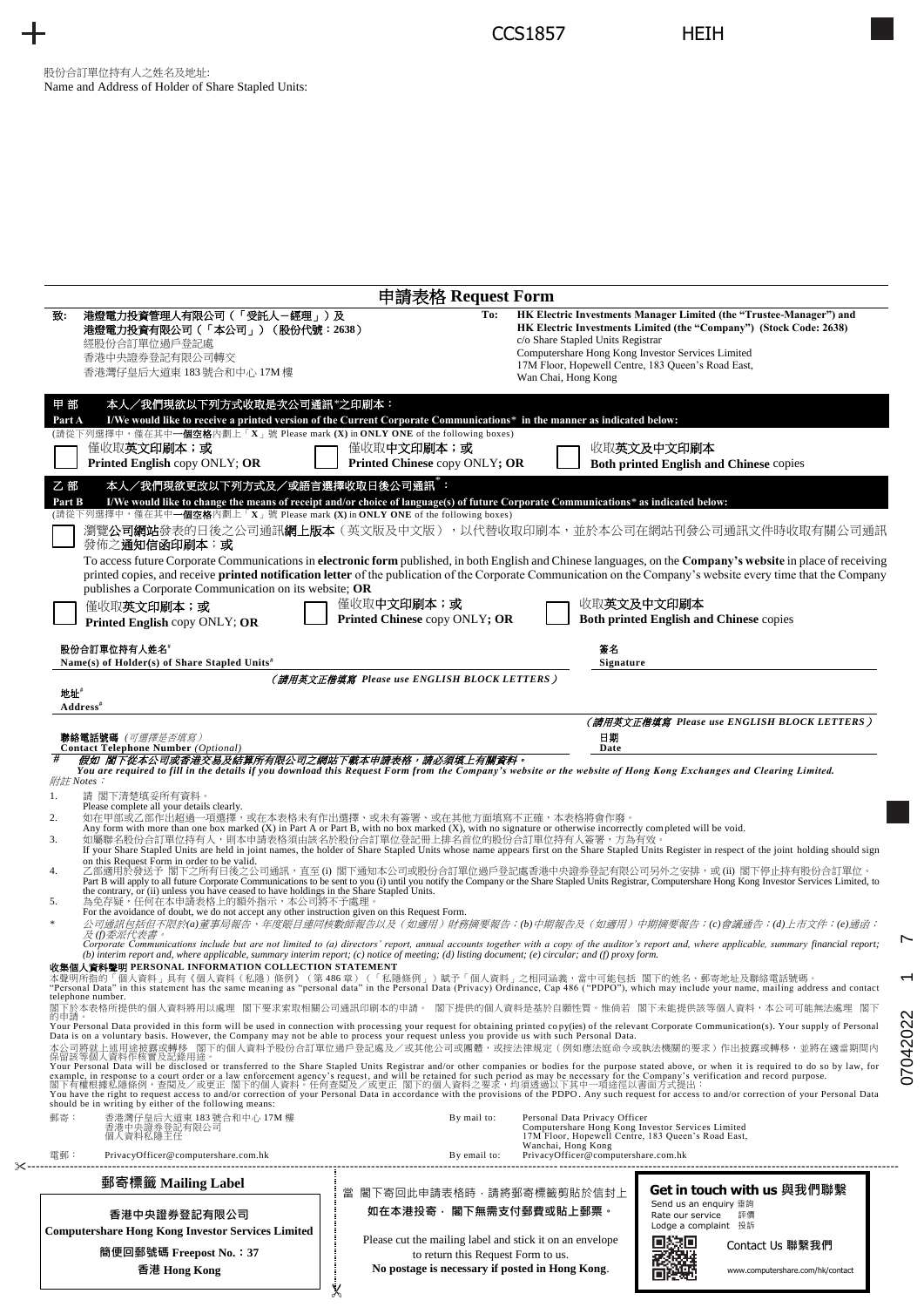CCS1857 HEIH

股份合訂單位持有人之姓名及地址:
Name and Address of Holder of Share Stapled Units:

# 申請表格 Request Form

**致: 港燈電力投資管理人有限公司（「受託人－經理」）及 港燈電力投資有限公司（「本公司」）（股份代號：2638）**
經股份合訂單位過戶登記處
香港中央證券登記有限公司轉交
香港灣仔皇后大道東 183 號合和中心 17M 樓

**To: HK Electric Investments Manager Limited (the "Trustee-Manager") and HK Electric Investments Limited (the "Company") (Stock Code: 2638)**
c/o Share Stapled Units Registrar
Computershare Hong Kong Investor Services Limited
17M Floor, Hopewell Centre, 183 Queen's Road East,
Wan Chai, Hong Kong

**甲部 本人／我們現欲以下列方式收取是次公司通訊*之印刷本：**
**Part A I/We would like to receive a printed version of the Current Corporate Communications* in the manner as indicated below:**
(請從下列選擇中，僅在其中**一個空格**內劃上「**X**」號 Please mark **(X)** in **ONLY ONE** of the following boxes)

☐ 僅收取**英文印刷本；或** **Printed English** copy ONLY; **OR**
☐ 僅收取**中文印刷本；或** **Printed Chinese** copy ONLY**; OR**
☐ 收取**英文及中文印刷本** **Both printed English and Chinese** copies

**乙部 本人／我們現欲更改以下列方式及／或語言選擇收取日後公司通訊*：**
**Part B I/We would like to change the means of receipt and/or choice of language(s) of future Corporate Communications* as indicated below:**
(請從下列選擇中，僅在其中**一個空格**內劃上「**X**」號 Please mark **(X)** in **ONLY ONE** of the following boxes)

☐ 瀏覽**公司網站**發表的日後之公司通訊**網上版本**（英文版及中文版），以代替收取印刷本，並於本公司在網站刊發公司通訊文件時收取有關公司通訊發佈之**通知信函印刷本；或**
To access future Corporate Communications in **electronic form** published, in both English and Chinese languages, on the **Company's website** in place of receiving printed copies, and receive **printed notification letter** of the publication of the Corporate Communication on the Company's website every time that the Company publishes a Corporate Communication on its website; **OR**

☐ 僅收取**英文印刷本；或** **Printed English** copy ONLY; **OR**
☐ 僅收取**中文印刷本；或** **Printed Chinese** copy ONLY**; OR**
☐ 收取**英文及中文印刷本** **Both printed English and Chinese** copies

**股份合訂單位持有人姓名# Name(s) of Holder(s) of Share Stapled Units#** ____________________
**簽名 Signature** ____________________

*（請用英文正楷填寫 Please use ENGLISH BLOCK LETTERS）*

**地址# Address#** ____________________

*（請用英文正楷填寫 Please use ENGLISH BLOCK LETTERS）*

**聯絡電話號碼** *(可選擇是否填寫)* **Contact Telephone Number** *(Optional)* ____________________
**日期 Date** ____________________

\# ***假如 閣下從本公司或香港交易及結算所有限公司之網站下載本申請表格，請必須填上有關資料。***
***You are required to fill in the details if you download this Request Form from the Company's website or the website of Hong Kong Exchanges and Clearing Limited.***

*附註 Notes：*

1. 請 閣下清楚填妥所有資料。
Please complete all your details clearly.
2. 如在甲部或乙部作出超過一項選擇，或在本表格未有作出選擇，或未有簽署、或在其他方面填寫不正確，本表格將會作廢。
Any form with more than one box marked (X) in Part A or Part B, with no box marked (X), with no signature or otherwise incorrectly completed will be void.
3. 如屬聯名股份合訂單位持有人，則本申請表格須由該名於股份合訂單位登記冊上排名首位的股份合訂單位持有人簽署，方為有效。
If your Share Stapled Units are held in joint names, the holder of Share Stapled Units whose name appears first on the Share Stapled Units Register in respect of the joint holding should sign on this Request Form in order to be valid.
4. 乙部適用於發送予 閣下之所有日後之公司通訊，直至 (i) 閣下通知本公司或股份合訂單位過戶登記處香港中央證券登記有限公司另外之安排，或 (ii) 閣下停止持有股份合訂單位。
Part B will apply to all future Corporate Communications to be sent to you (i) until you notify the Company or the Share Stapled Units Registrar, Computershare Hong Kong Investor Services Limited, to the contrary, or (ii) unless you have ceased to have holdings in the Share Stapled Units.
5. 為免存疑，任何在本申請表格上的額外指示，本公司將不予處理。
For the avoidance of doubt, we do not accept any other instruction given on this Request Form.

\* *公司通訊包括但不限於(a)董事局報告、年度賬目連同核數師報告以及（如適用）財務摘要報告；(b)中期報告及（如適用）中期摘要報告；(c)會議通告；(d)上市文件；(e)通函；及 (f)委派代表書。*
*Corporate Communications include but are not limited to (a) directors' report, annual accounts together with a copy of the auditor's report and, where applicable, summary financial report; (b) interim report and, where applicable, summary interim report; (c) notice of meeting; (d) listing document; (e) circular; and (f) proxy form.*

**收集個人資料聲明 PERSONAL INFORMATION COLLECTION STATEMENT**

本聲明所指的「個人資料」具有《個人資料（私隱）條例》（第 486 章）（「私隱條例」）賦予「個人資料」之相同涵義，當中可能包括 閣下的姓名、郵寄地址及聯絡電話號碼。
"Personal Data" in this statement has the same meaning as "personal data" in the Personal Data (Privacy) Ordinance, Cap 486 ("PDPO"), which may include your name, mailing address and contact telephone number.

閣下於本表格所提供的個人資料將用以處理 閣下要求索取相關公司通訊印刷本的申請。 閣下提供的個人資料是基於自願性質。惟倘若 閣下未能提供該等個人資料，本公司可能無法處理 閣下的申請。
Your Personal Data provided in this form will be used in connection with processing your request for obtaining printed copy(ies) of the relevant Corporate Communication(s). Your supply of Personal Data is on a voluntary basis. However, the Company may not be able to process your request unless you provide us with such Personal Data.

本公司將就上述用途披露或轉移 閣下的個人資料予股份合訂單位過戶登記處及／或其他公司或團體，或按法律規定（例如應法庭命令或執法機關的要求）作出披露或轉移，並將在適當期間內保留該等個人資料作核實及記錄用途。
Your Personal Data will be disclosed or transferred to the Share Stapled Units Registrar and/or other companies or bodies for the purpose stated above, or when it is required to do so by law, for example, in response to a court order or a law enforcement agency's request, and will be retained for such period as may be necessary for the Company's verification and record purpose.

閣下有權根據私隱條例，查閱及／或更正 閣下的個人資料。任何查閱及／或更正 閣下的個人資料之要求，均須透過以下其中一項途徑以書面方式提出：
You have the right to request access to and/or correction of your Personal Data in accordance with the provisions of the PDPO. Any such request for access to and/or correction of your Personal Data should be in writing by either of the following means:

郵寄： 香港灣仔皇后大道東 183 號合和中心 17M 樓
香港中央證券登記有限公司
個人資料私隱主任

By mail to: Personal Data Privacy Officer
Computershare Hong Kong Investor Services Limited
17M Floor, Hopewell Centre, 183 Queen's Road East,
Wanchai, Hong Kong

電郵： PrivacyOfficer@computershare.com.hk
By email to: PrivacyOfficer@computershare.com.hk

**郵寄標籤 Mailing Label**

**香港中央證券登記有限公司**
**Computershare Hong Kong Investor Services Limited**
**簡便回郵號碼 Freepost No.：37**
**香港 Hong Kong**

當 閣下寄回此申請表格時，請將郵寄標籤剪貼於信封上
**如在本港投寄， 閣下無需支付郵費或貼上郵票。**

Please cut the mailing label and stick it on an envelope to return this Request Form to us.
**No postage is necessary if posted in Hong Kong.**

**Get in touch with us 與我們聯繫**
Send us an enquiry 垂詢
Rate our service 評價
Lodge a complaint 投訴
Contact Us 聯繫我們
www.computershare.com/hk/contact

07042022 1 7